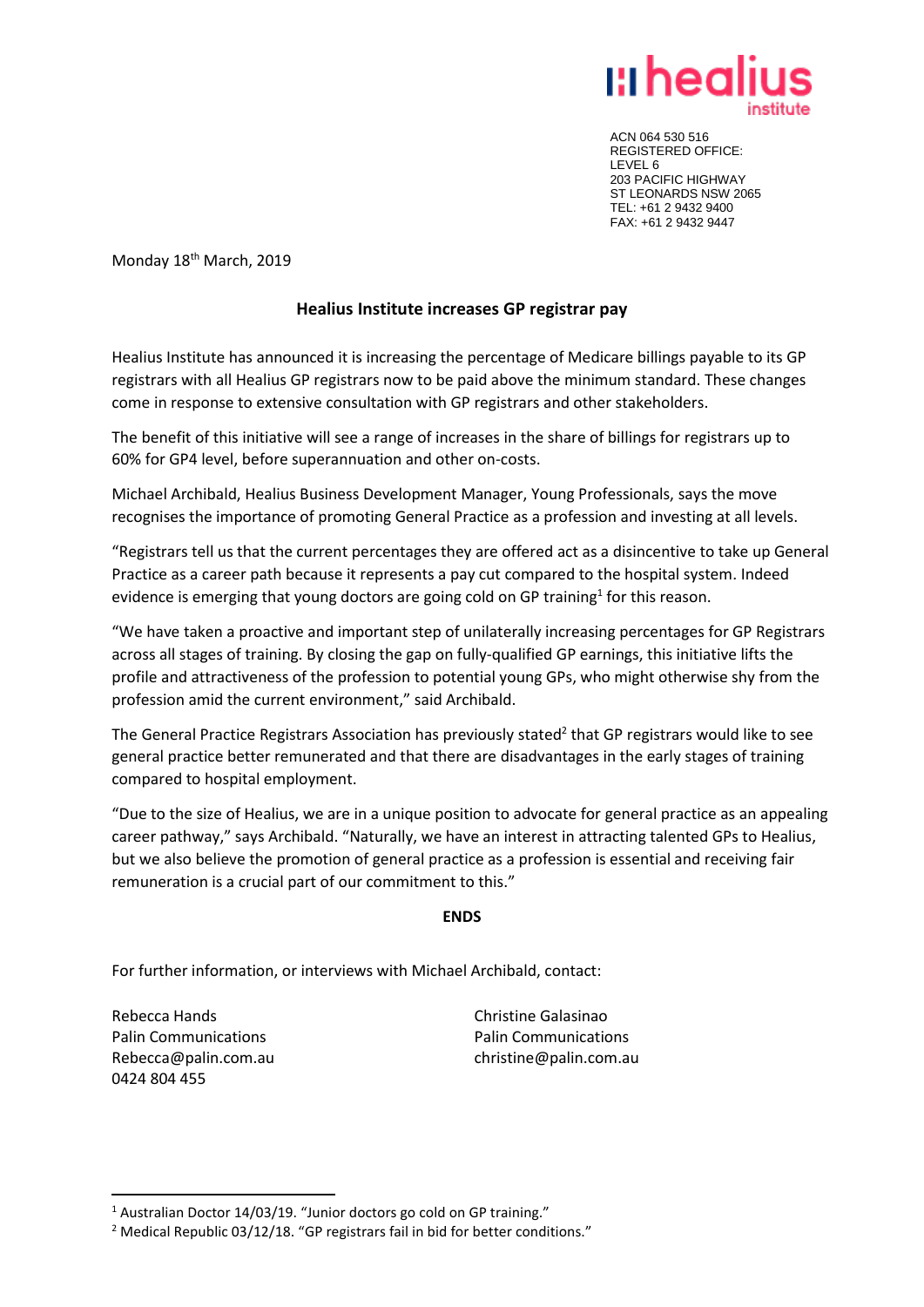healius institute

ACN 064 530 516
REGISTERED OFFICE:
LEVEL 6
203 PACIFIC HIGHWAY
ST LEONARDS NSW 2065
TEL: +61 2 9432 9400
FAX: +61 2 9432 9447

Monday 18th March, 2019

## Healius Institute increases GP registrar pay

Healius Institute has announced it is increasing the percentage of Medicare billings payable to its GP registrars with all Healius GP registrars now to be paid above the minimum standard. These changes come in response to extensive consultation with GP registrars and other stakeholders.

The benefit of this initiative will see a range of increases in the share of billings for registrars up to 60% for GP4 level, before superannuation and other on-costs.

Michael Archibald, Healius Business Development Manager, Young Professionals, says the move recognises the importance of promoting General Practice as a profession and investing at all levels.

"Registrars tell us that the current percentages they are offered act as a disincentive to take up General Practice as a career path because it represents a pay cut compared to the hospital system. Indeed evidence is emerging that young doctors are going cold on GP training[1] for this reason.

"We have taken a proactive and important step of unilaterally increasing percentages for GP Registrars across all stages of training. By closing the gap on fully-qualified GP earnings, this initiative lifts the profile and attractiveness of the profession to potential young GPs, who might otherwise shy from the profession amid the current environment," said Archibald.

The General Practice Registrars Association has previously stated[2] that GP registrars would like to see general practice better remunerated and that there are disadvantages in the early stages of training compared to hospital employment.

"Due to the size of Healius, we are in a unique position to advocate for general practice as an appealing career pathway," says Archibald. "Naturally, we have an interest in attracting talented GPs to Healius, but we also believe the promotion of general practice as a profession is essential and receiving fair remuneration is a crucial part of our commitment to this."

**ENDS**

For further information, or interviews with Michael Archibald, contact:

Rebecca Hands
Palin Communications
Rebecca@palin.com.au
0424 804 455

Christine Galasinao
Palin Communications
christine@palin.com.au

[1] Australian Doctor 14/03/19. "Junior doctors go cold on GP training."

[2] Medical Republic 03/12/18. "GP registrars fail in bid for better conditions."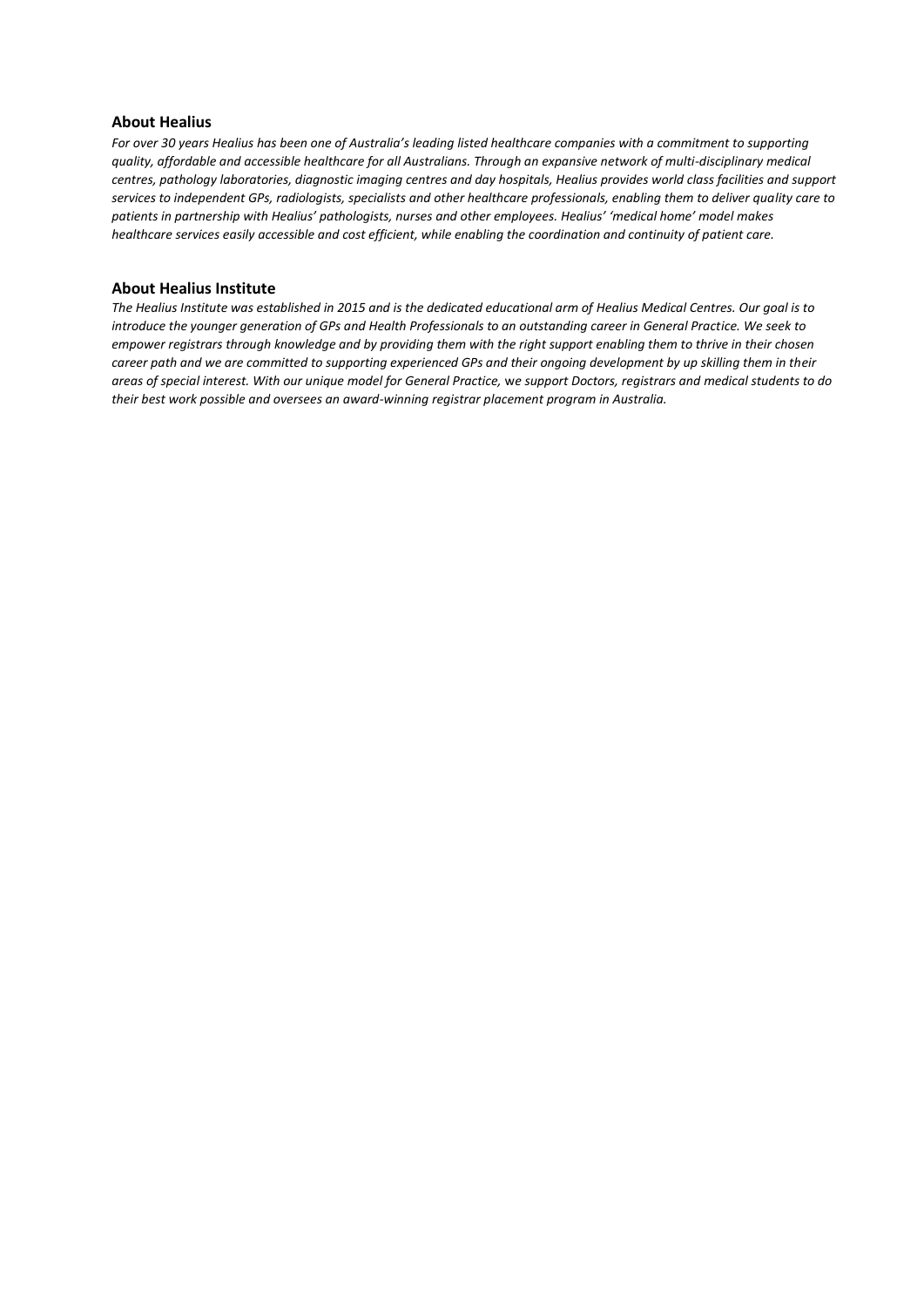## About Healius

*For over 30 years Healius has been one of Australia's leading listed healthcare companies with a commitment to supporting quality, affordable and accessible healthcare for all Australians. Through an expansive network of multi-disciplinary medical centres, pathology laboratories, diagnostic imaging centres and day hospitals, Healius provides world class facilities and support services to independent GPs, radiologists, specialists and other healthcare professionals, enabling them to deliver quality care to patients in partnership with Healius' pathologists, nurses and other employees. Healius' 'medical home' model makes healthcare services easily accessible and cost efficient, while enabling the coordination and continuity of patient care.*

## About Healius Institute

*The Healius Institute was established in 2015 and is the dedicated educational arm of Healius Medical Centres. Our goal is to introduce the younger generation of GPs and Health Professionals to an outstanding career in General Practice. We seek to empower registrars through knowledge and by providing them with the right support enabling them to thrive in their chosen career path and we are committed to supporting experienced GPs and their ongoing development by up skilling them in their areas of special interest. With our unique model for General Practice, we support Doctors, registrars and medical students to do their best work possible and oversees an award-winning registrar placement program in Australia.*